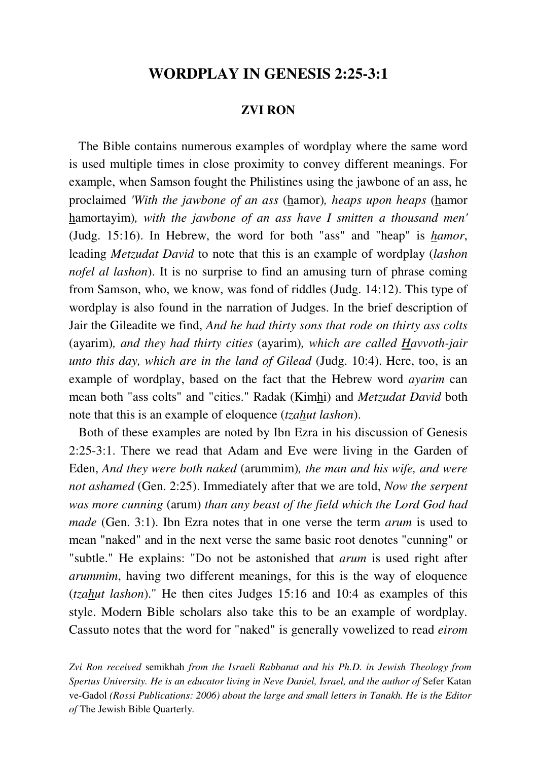# WORDPLAY IN GENESIS 2:25-3:1

### ZVI RON

The Bible contains numerous examples of wordplay where the same word is used multiple times in close proximity to convey different meanings. For example, when Samson fought the Philistines using the jawbone of an ass, he proclaimed *'With the jawbone of an ass* (hamor)*, heaps upon heaps* (hamor hamortayim)*, with the jawbone of an ass have I smitten a thousand men'* (Judg. 15:16). In Hebrew, the word for both "ass" and "heap" is *hamor*, leading *Metzudat David* to note that this is an example of wordplay (*lashon nofel al lashon*). It is no surprise to find an amusing turn of phrase coming from Samson, who, we know, was fond of riddles (Judg. 14:12). This type of wordplay is also found in the narration of Judges. In the brief description of Jair the Gileadite we find, *And he had thirty sons that rode on thirty ass colts* (ayarim)*, and they had thirty cities* (ayarim)*, which are called Havvoth-jair unto this day, which are in the land of Gilead* (Judg. 10:4). Here, too, is an example of wordplay, based on the fact that the Hebrew word *ayarim* can mean both "ass colts" and "cities." Radak (Kimhi) and *Metzudat David* both note that this is an example of eloquence (*tzahut lashon*).

Both of these examples are noted by Ibn Ezra in his discussion of Genesis 2:25-3:1. There we read that Adam and Eve were living in the Garden of Eden, *And they were both naked* (arummim)*, the man and his wife, and were not ashamed* (Gen. 2:25). Immediately after that we are told, *Now the serpent was more cunning* (arum) *than any beast of the field which the Lord God had made* (Gen. 3:1). Ibn Ezra notes that in one verse the term *arum* is used to mean "naked" and in the next verse the same basic root denotes "cunning" or "subtle." He explains: "Do not be astonished that *arum* is used right after *arummim*, having two different meanings, for this is the way of eloquence (*tzahut lashon*)." He then cites Judges 15:16 and 10:4 as examples of this style. Modern Bible scholars also take this to be an example of wordplay. Cassuto notes that the word for "naked" is generally vowelized to read *eirom*

*Zvi Ron received* semikhah *from the Israeli Rabbanut and his Ph.D. in Jewish Theology from Spertus University. He is an educator living in Neve Daniel, Israel, and the author of* Sefer Katan ve-Gadol *(Rossi Publications: 2006) about the large and small letters in Tanakh. He is the Editor of* The Jewish Bible Quarterly.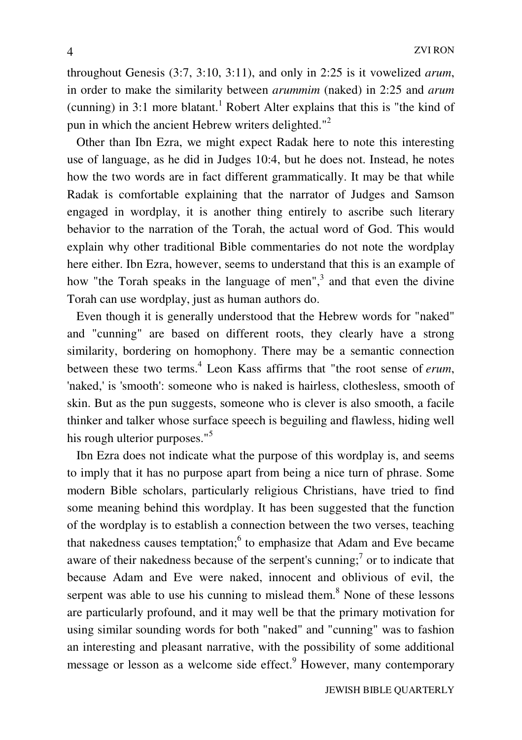throughout Genesis (3:7, 3:10, 3:11), and only in 2:25 is it vowelized *arum*, in order to make the similarity between *arummim* (naked) in 2:25 and *arum* (cunning) in 3:1 more blatant.[1] Robert Alter explains that this is "the kind of pun in which the ancient Hebrew writers delighted."[2]

Other than Ibn Ezra, we might expect Radak here to note this interesting use of language, as he did in Judges 10:4, but he does not. Instead, he notes how the two words are in fact different grammatically. It may be that while Radak is comfortable explaining that the narrator of Judges and Samson engaged in wordplay, it is another thing entirely to ascribe such literary behavior to the narration of the Torah, the actual word of God. This would explain why other traditional Bible commentaries do not note the wordplay here either. Ibn Ezra, however, seems to understand that this is an example of how "the Torah speaks in the language of men",[3] and that even the divine Torah can use wordplay, just as human authors do.

Even though it is generally understood that the Hebrew words for "naked" and "cunning" are based on different roots, they clearly have a strong similarity, bordering on homophony. There may be a semantic connection between these two terms.[4] Leon Kass affirms that "the root sense of *erum*, 'naked,' is 'smooth': someone who is naked is hairless, clothesless, smooth of skin. But as the pun suggests, someone who is clever is also smooth, a facile thinker and talker whose surface speech is beguiling and flawless, hiding well his rough ulterior purposes."[5]

Ibn Ezra does not indicate what the purpose of this wordplay is, and seems to imply that it has no purpose apart from being a nice turn of phrase. Some modern Bible scholars, particularly religious Christians, have tried to find some meaning behind this wordplay. It has been suggested that the function of the wordplay is to establish a connection between the two verses, teaching that nakedness causes temptation;[6] to emphasize that Adam and Eve became aware of their nakedness because of the serpent's cunning;[7] or to indicate that because Adam and Eve were naked, innocent and oblivious of evil, the serpent was able to use his cunning to mislead them.[8] None of these lessons are particularly profound, and it may well be that the primary motivation for using similar sounding words for both "naked" and "cunning" was to fashion an interesting and pleasant narrative, with the possibility of some additional message or lesson as a welcome side effect.[9] However, many contemporary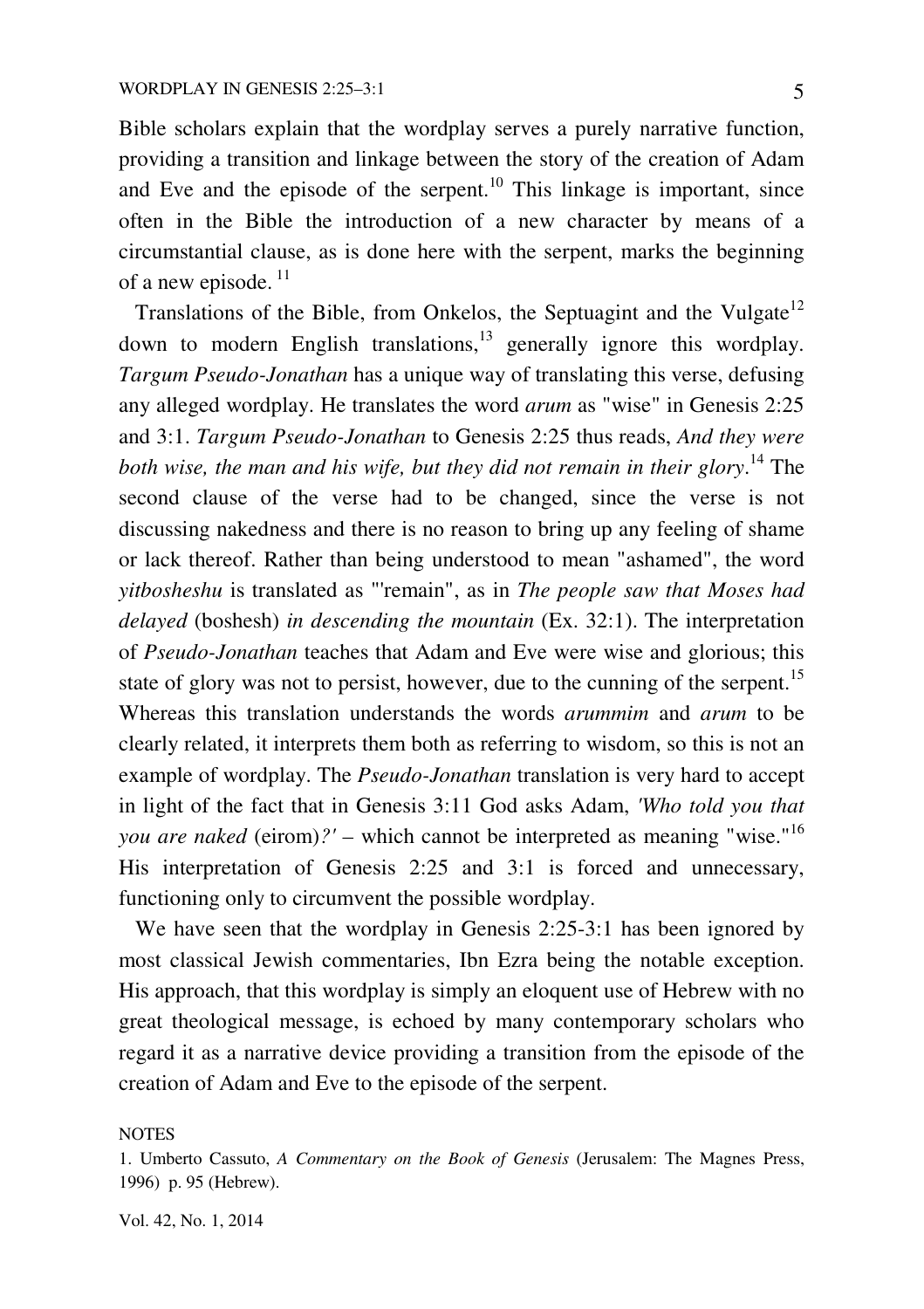Bible scholars explain that the wordplay serves a purely narrative function, providing a transition and linkage between the story of the creation of Adam and Eve and the episode of the serpent.[10] This linkage is important, since often in the Bible the introduction of a new character by means of a circumstantial clause, as is done here with the serpent, marks the beginning of a new episode.[11]

Translations of the Bible, from Onkelos, the Septuagint and the Vulgate[12] down to modern English translations,[13] generally ignore this wordplay. *Targum Pseudo-Jonathan* has a unique way of translating this verse, defusing any alleged wordplay. He translates the word *arum* as "wise" in Genesis 2:25 and 3:1. *Targum Pseudo-Jonathan* to Genesis 2:25 thus reads, *And they were both wise, the man and his wife, but they did not remain in their glory*.[14] The second clause of the verse had to be changed, since the verse is not discussing nakedness and there is no reason to bring up any feeling of shame or lack thereof. Rather than being understood to mean "ashamed", the word *yitbosheshu* is translated as "'remain", as in *The people saw that Moses had delayed* (boshesh) *in descending the mountain* (Ex. 32:1). The interpretation of *Pseudo-Jonathan* teaches that Adam and Eve were wise and glorious; this state of glory was not to persist, however, due to the cunning of the serpent.[15] Whereas this translation understands the words *arummim* and *arum* to be clearly related, it interprets them both as referring to wisdom, so this is not an example of wordplay. The *Pseudo-Jonathan* translation is very hard to accept in light of the fact that in Genesis 3:11 God asks Adam, *'Who told you that you are naked* (eirom)*?'* – which cannot be interpreted as meaning "wise."[16] His interpretation of Genesis 2:25 and 3:1 is forced and unnecessary, functioning only to circumvent the possible wordplay.

We have seen that the wordplay in Genesis 2:25-3:1 has been ignored by most classical Jewish commentaries, Ibn Ezra being the notable exception. His approach, that this wordplay is simply an eloquent use of Hebrew with no great theological message, is echoed by many contemporary scholars who regard it as a narrative device providing a transition from the episode of the creation of Adam and Eve to the episode of the serpent.

NOTES

1. Umberto Cassuto, *A Commentary on the Book of Genesis* (Jerusalem: The Magnes Press, 1996) p. 95 (Hebrew).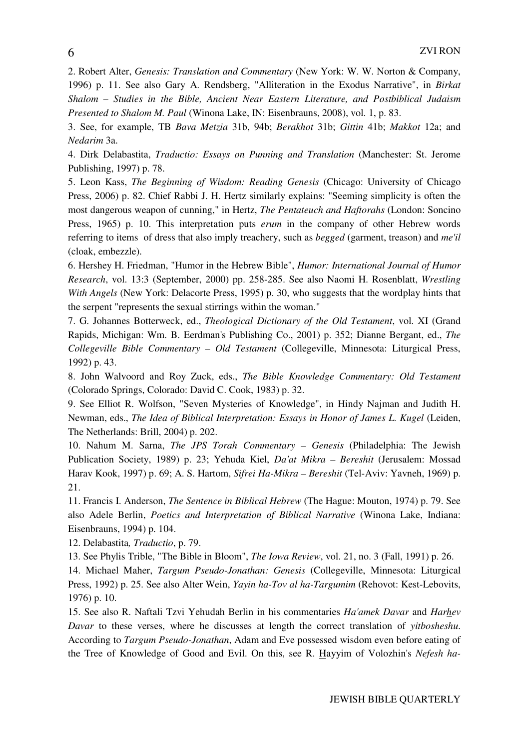2. Robert Alter, *Genesis: Translation and Commentary* (New York: W. W. Norton & Company, 1996) p. 11. See also Gary A. Rendsberg, "Alliteration in the Exodus Narrative", in *Birkat Shalom – Studies in the Bible, Ancient Near Eastern Literature, and Postbiblical Judaism Presented to Shalom M. Paul* (Winona Lake, IN: Eisenbrauns, 2008), vol. 1, p. 83.

3. See, for example, TB *Bava Metzia* 31b, 94b; *Berakhot* 31b; *Gittin* 41b; *Makkot* 12a; and *Nedarim* 3a.

4. Dirk Delabastita, *Traductio: Essays on Punning and Translation* (Manchester: St. Jerome Publishing, 1997) p. 78.

5. Leon Kass, *The Beginning of Wisdom: Reading Genesis* (Chicago: University of Chicago Press, 2006) p. 82. Chief Rabbi J. H. Hertz similarly explains: "Seeming simplicity is often the most dangerous weapon of cunning," in Hertz, *The Pentateuch and Haftorahs* (London: Soncino Press, 1965) p. 10. This interpretation puts *erum* in the company of other Hebrew words referring to items of dress that also imply treachery, such as *begged* (garment, treason) and *me'il* (cloak, embezzle).

6. Hershey H. Friedman, "Humor in the Hebrew Bible", *Humor: International Journal of Humor Research*, vol. 13:3 (September, 2000) pp. 258-285. See also Naomi H. Rosenblatt, *Wrestling With Angels* (New York: Delacorte Press, 1995) p. 30, who suggests that the wordplay hints that the serpent "represents the sexual stirrings within the woman."

7. G. Johannes Botterweck, ed., *Theological Dictionary of the Old Testament*, vol. XI (Grand Rapids, Michigan: Wm. B. Eerdman's Publishing Co., 2001) p. 352; Dianne Bergant, ed., *The Collegeville Bible Commentary – Old Testament* (Collegeville, Minnesota: Liturgical Press, 1992) p. 43.

8. John Walvoord and Roy Zuck, eds., *The Bible Knowledge Commentary: Old Testament* (Colorado Springs, Colorado: David C. Cook, 1983) p. 32.

9. See Elliot R. Wolfson, "Seven Mysteries of Knowledge", in Hindy Najman and Judith H. Newman, eds., *The Idea of Biblical Interpretation: Essays in Honor of James L. Kugel* (Leiden, The Netherlands: Brill, 2004) p. 202.

10. Nahum M. Sarna, *The JPS Torah Commentary – Genesis* (Philadelphia: The Jewish Publication Society, 1989) p. 23; Yehuda Kiel, *Da'at Mikra – Bereshit* (Jerusalem: Mossad Harav Kook, 1997) p. 69; A. S. Hartom, *Sifrei Ha-Mikra – Bereshit* (Tel-Aviv: Yavneh, 1969) p. 21.

11. Francis I. Anderson, *The Sentence in Biblical Hebrew* (The Hague: Mouton, 1974) p. 79. See also Adele Berlin, *Poetics and Interpretation of Biblical Narrative* (Winona Lake, Indiana: Eisenbrauns, 1994) p. 104.

12. Delabastita*, Traductio*, p. 79.

13. See Phylis Trible, "The Bible in Bloom", *The Iowa Review*, vol. 21, no. 3 (Fall, 1991) p. 26.

14. Michael Maher, *Targum Pseudo-Jonathan: Genesis* (Collegeville, Minnesota: Liturgical Press, 1992) p. 25. See also Alter Wein, *Yayin ha-Tov al ha-Targumim* (Rehovot: Kest-Lebovits, 1976) p. 10.

15. See also R. Naftali Tzvi Yehudah Berlin in his commentaries *Ha'amek Davar* and *Harhev Davar* to these verses, where he discusses at length the correct translation of *yitbosheshu*. According to *Targum Pseudo-Jonathan*, Adam and Eve possessed wisdom even before eating of the Tree of Knowledge of Good and Evil. On this, see R. Hayyim of Volozhin's *Nefesh ha-*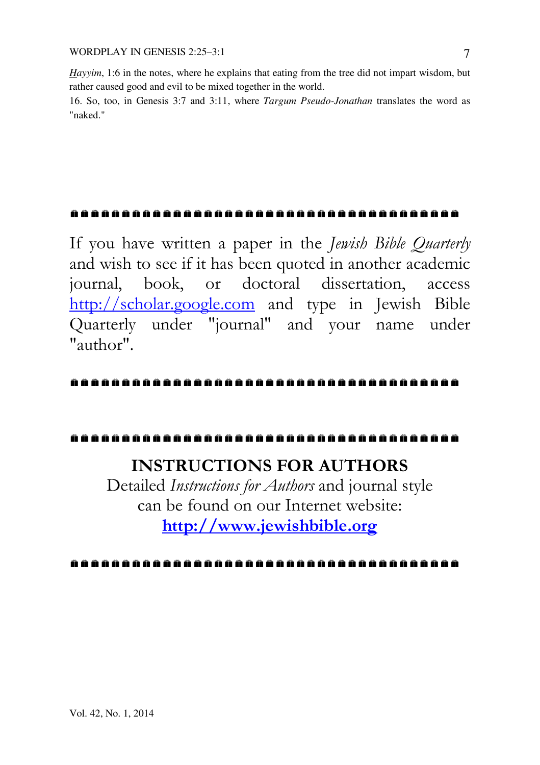*Hayyim*, 1:6 in the notes, where he explains that eating from the tree did not impart wisdom, but rather caused good and evil to be mixed together in the world.

16. So, too, in Genesis 3:7 and 3:11, where *Targum Pseudo-Jonathan* translates the word as "naked."

---

If you have written a paper in the *Jewish Bible Quarterly* and wish to see if it has been quoted in another academic journal, book, or doctoral dissertation, access http://scholar.google.com and type in Jewish Bible Quarterly under "journal" and your name under "author".

---

---

**INSTRUCTIONS FOR AUTHORS**

Detailed *Instructions for Authors* and journal style can be found on our Internet website:

**http://www.jewishbible.org**

---